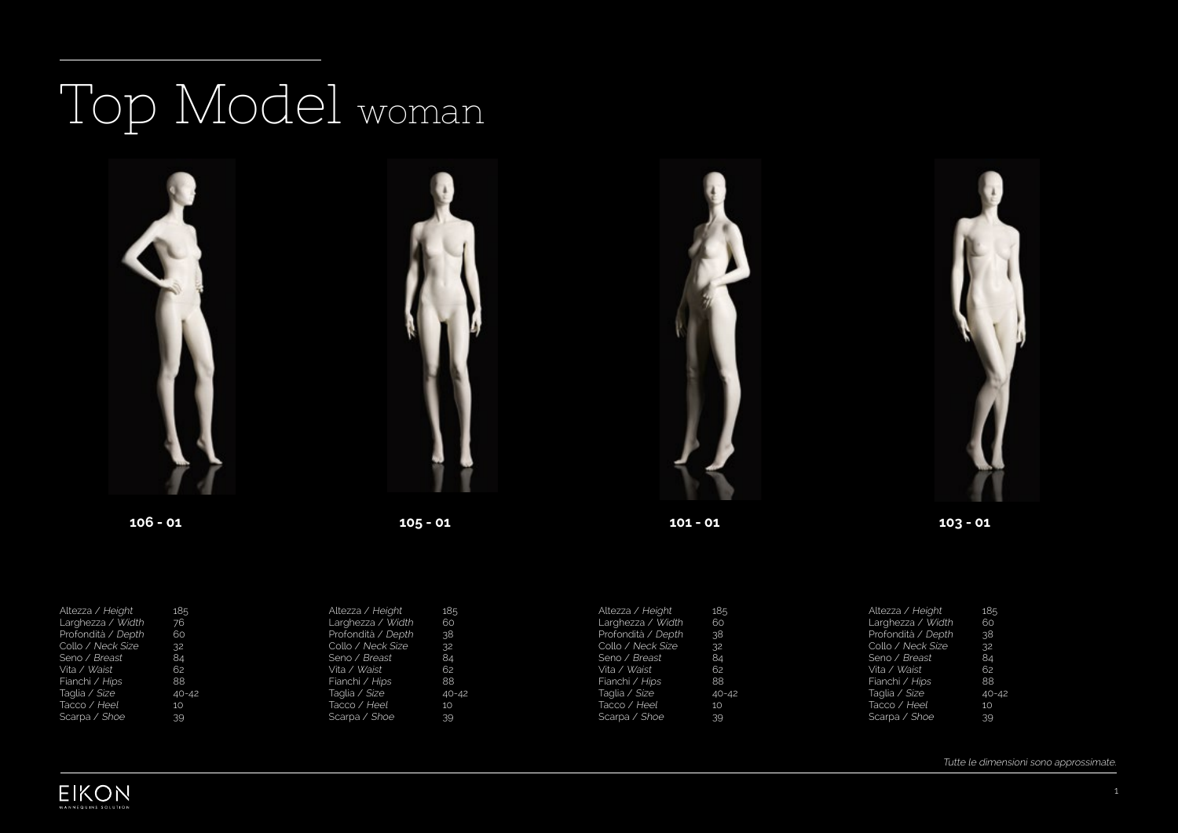# Top Model woman

**106 - 01**

| | |
|---|---|
| Altezza / *Height* | 185 |
| Larghezza / *Width* | 76 |
| Profondità / *Depth* | 60 |
| Collo / *Neck Size* | 32 |
| Seno / *Breast* | 84 |
| Vita / *Waist* | 62 |
| Fianchi / *Hips* | 88 |
| Taglia / *Size* | 40-42 |
| Tacco / *Heel* | 10 |
| Scarpa / *Shoe* | 39 |

**105 - 01**

| | |
|---|---|
| Altezza / *Height* | 185 |
| Larghezza / *Width* | 60 |
| Profondità / *Depth* | 38 |
| Collo / *Neck Size* | 32 |
| Seno / *Breast* | 84 |
| Vita / *Waist* | 62 |
| Fianchi / *Hips* | 88 |
| Taglia / *Size* | 40-42 |
| Tacco / *Heel* | 10 |
| Scarpa / *Shoe* | 39 |

**101 - 01**

| | |
|---|---|
| Altezza / *Height* | 185 |
| Larghezza / *Width* | 60 |
| Profondità / *Depth* | 38 |
| Collo / *Neck Size* | 32 |
| Seno / *Breast* | 84 |
| Vita / *Waist* | 62 |
| Fianchi / *Hips* | 88 |
| Taglia / *Size* | 40-42 |
| Tacco / *Heel* | 10 |
| Scarpa / *Shoe* | 39 |

**103 - 01**

| | |
|---|---|
| Altezza / *Height* | 185 |
| Larghezza / *Width* | 60 |
| Profondità / *Depth* | 38 |
| Collo / *Neck Size* | 32 |
| Seno / *Breast* | 84 |
| Vita / *Waist* | 62 |
| Fianchi / *Hips* | 88 |
| Taglia / *Size* | 40-42 |
| Tacco / *Heel* | 10 |
| Scarpa / *Shoe* | 39 |

*Tutte le dimensioni sono approssimate.*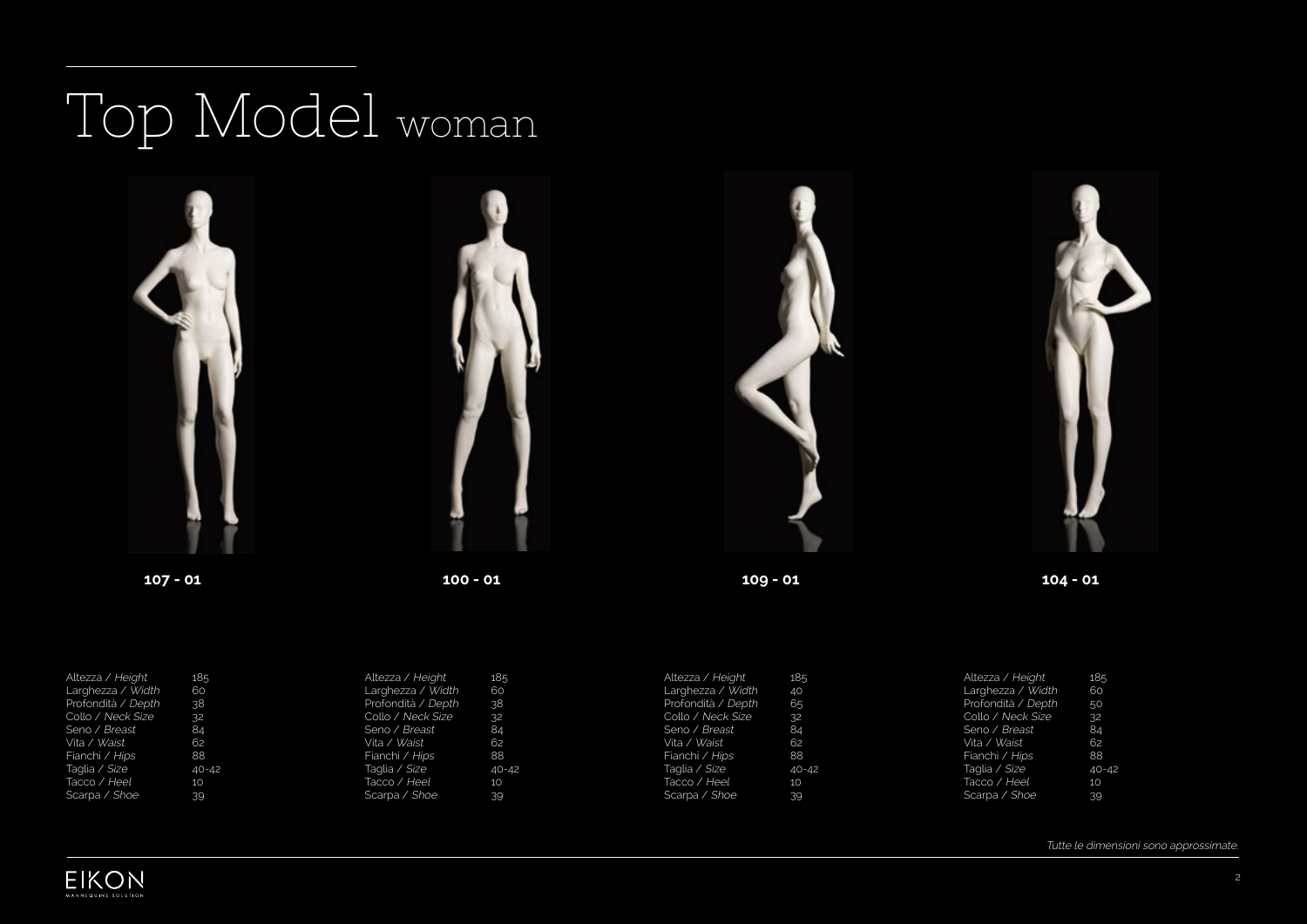# Top Model woman

**107 - 01**

| | |
|---|---|
| Altezza / *Height* | 185 |
| Larghezza / *Width* | 60 |
| Profondità / *Depth* | 38 |
| Collo / *Neck Size* | 32 |
| Seno / *Breast* | 84 |
| Vita / *Waist* | 62 |
| Fianchi / *Hips* | 88 |
| Taglia / *Size* | 40-42 |
| Tacco / *Heel* | 10 |
| Scarpa / *Shoe* | 39 |

**100 - 01**

| | |
|---|---|
| Altezza / *Height* | 185 |
| Larghezza / *Width* | 60 |
| Profondità / *Depth* | 38 |
| Collo / *Neck Size* | 32 |
| Seno / *Breast* | 84 |
| Vita / *Waist* | 62 |
| Fianchi / *Hips* | 88 |
| Taglia / *Size* | 40-42 |
| Tacco / *Heel* | 10 |
| Scarpa / *Shoe* | 39 |

**109 - 01**

| | |
|---|---|
| Altezza / *Height* | 185 |
| Larghezza / *Width* | 40 |
| Profondità / *Depth* | 65 |
| Collo / *Neck Size* | 32 |
| Seno / *Breast* | 84 |
| Vita / *Waist* | 62 |
| Fianchi / *Hips* | 88 |
| Taglia / *Size* | 40-42 |
| Tacco / *Heel* | 10 |
| Scarpa / *Shoe* | 39 |

**104 - 01**

| | |
|---|---|
| Altezza / *Height* | 185 |
| Larghezza / *Width* | 60 |
| Profondità / *Depth* | 50 |
| Collo / *Neck Size* | 32 |
| Seno / *Breast* | 84 |
| Vita / *Waist* | 62 |
| Fianchi / *Hips* | 88 |
| Taglia / *Size* | 40-42 |
| Tacco / *Heel* | 10 |
| Scarpa / *Shoe* | 39 |

*Tutte le dimensioni sono approssimate.*

EIKON
MANNEQUINS SOLUTION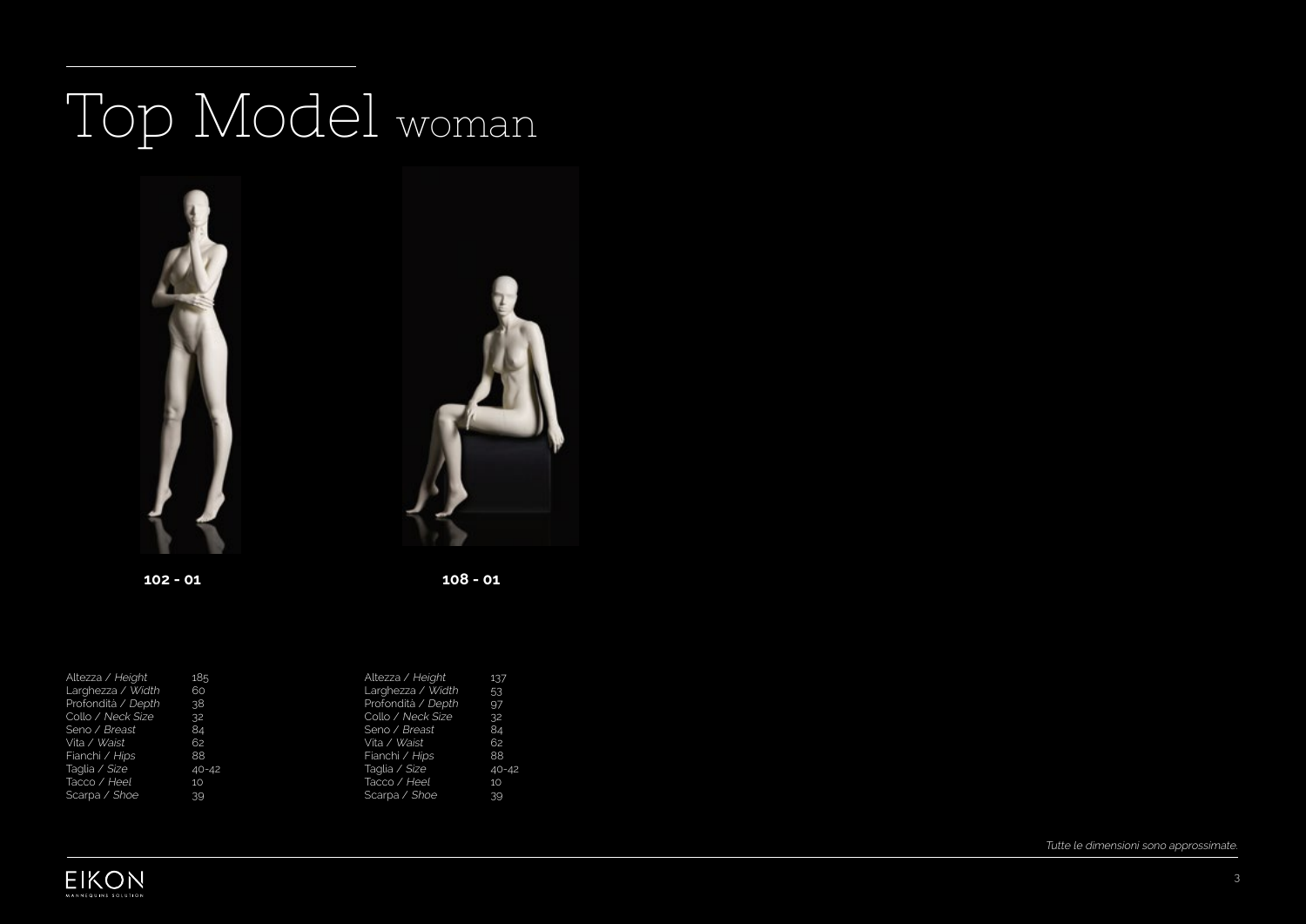# Top Model woman

**102 - 01**

| | |
|---|---|
| Altezza / *Height* | 185 |
| Larghezza / *Width* | 60 |
| Profondità / *Depth* | 38 |
| Collo / *Neck Size* | 32 |
| Seno / *Breast* | 84 |
| Vita / *Waist* | 62 |
| Fianchi / *Hips* | 88 |
| Taglia / *Size* | 40-42 |
| Tacco / *Heel* | 10 |
| Scarpa / *Shoe* | 39 |

**108 - 01**

| | |
|---|---|
| Altezza / *Height* | 137 |
| Larghezza / *Width* | 53 |
| Profondità / *Depth* | 97 |
| Collo / *Neck Size* | 32 |
| Seno / *Breast* | 84 |
| Vita / *Waist* | 62 |
| Fianchi / *Hips* | 88 |
| Taglia / *Size* | 40-42 |
| Tacco / *Heel* | 10 |
| Scarpa / *Shoe* | 39 |

*Tutte le dimensioni sono approssimate.*